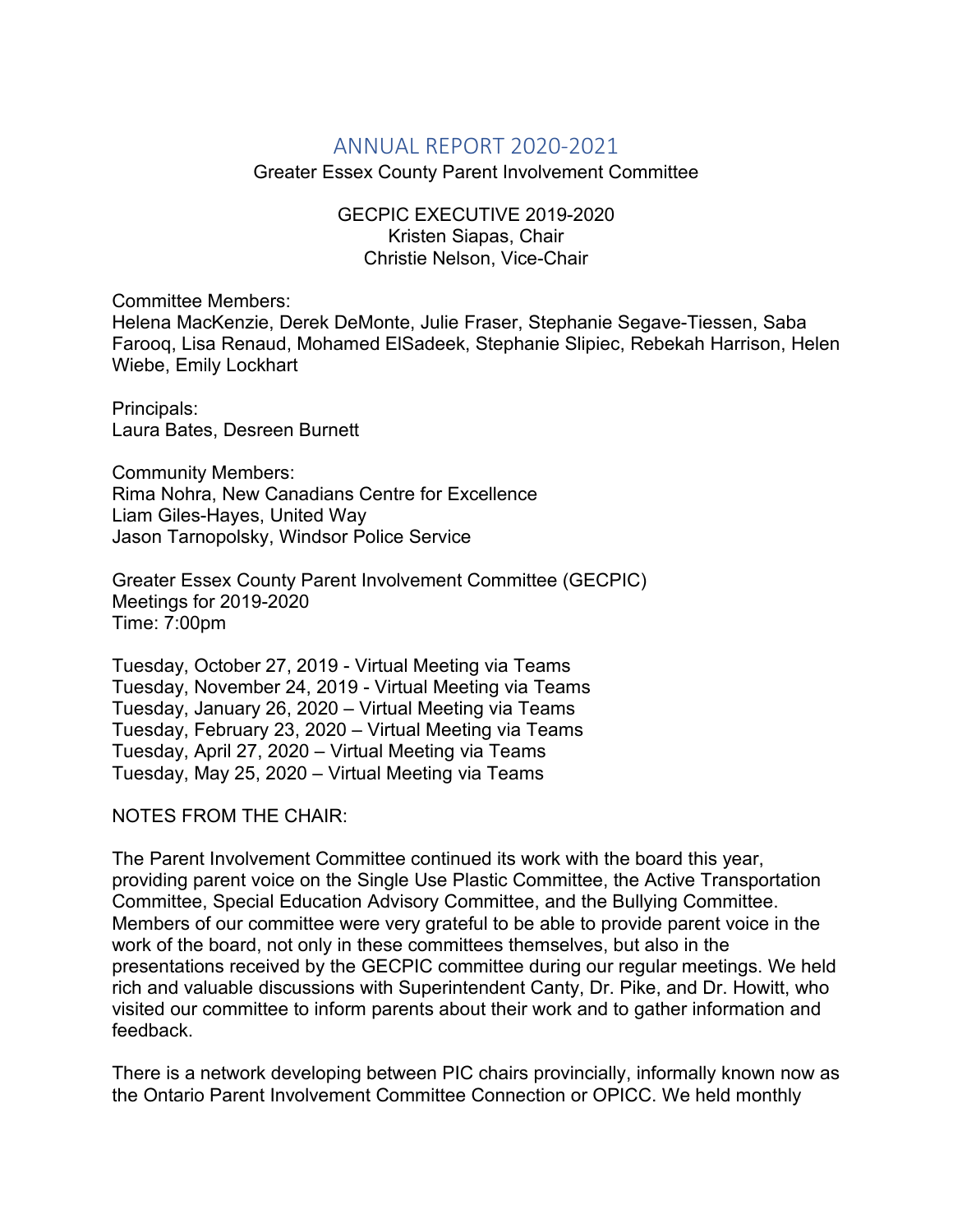# ANNUAL REPORT 2020-2021

Greater Essex County Parent Involvement Committee

GECPIC EXECUTIVE 2019-2020
Kristen Siapas, Chair
Christie Nelson, Vice-Chair

Committee Members:
Helena MacKenzie, Derek DeMonte, Julie Fraser, Stephanie Segave-Tiessen, Saba Farooq, Lisa Renaud, Mohamed ElSadeek, Stephanie Slipiec, Rebekah Harrison, Helen Wiebe, Emily Lockhart

Principals:
Laura Bates, Desreen Burnett

Community Members:
Rima Nohra, New Canadians Centre for Excellence
Liam Giles-Hayes, United Way
Jason Tarnopolsky, Windsor Police Service

Greater Essex County Parent Involvement Committee (GECPIC)
Meetings for 2019-2020
Time: 7:00pm

Tuesday, October 27, 2019 - Virtual Meeting via Teams
Tuesday, November 24, 2019 - Virtual Meeting via Teams
Tuesday, January 26, 2020 – Virtual Meeting via Teams
Tuesday, February 23, 2020 – Virtual Meeting via Teams
Tuesday, April 27, 2020 – Virtual Meeting via Teams
Tuesday, May 25, 2020 – Virtual Meeting via Teams

NOTES FROM THE CHAIR:

The Parent Involvement Committee continued its work with the board this year, providing parent voice on the Single Use Plastic Committee, the Active Transportation Committee, Special Education Advisory Committee, and the Bullying Committee. Members of our committee were very grateful to be able to provide parent voice in the work of the board, not only in these committees themselves, but also in the presentations received by the GECPIC committee during our regular meetings. We held rich and valuable discussions with Superintendent Canty, Dr. Pike, and Dr. Howitt, who visited our committee to inform parents about their work and to gather information and feedback.

There is a network developing between PIC chairs provincially, informally known now as the Ontario Parent Involvement Committee Connection or OPICC. We held monthly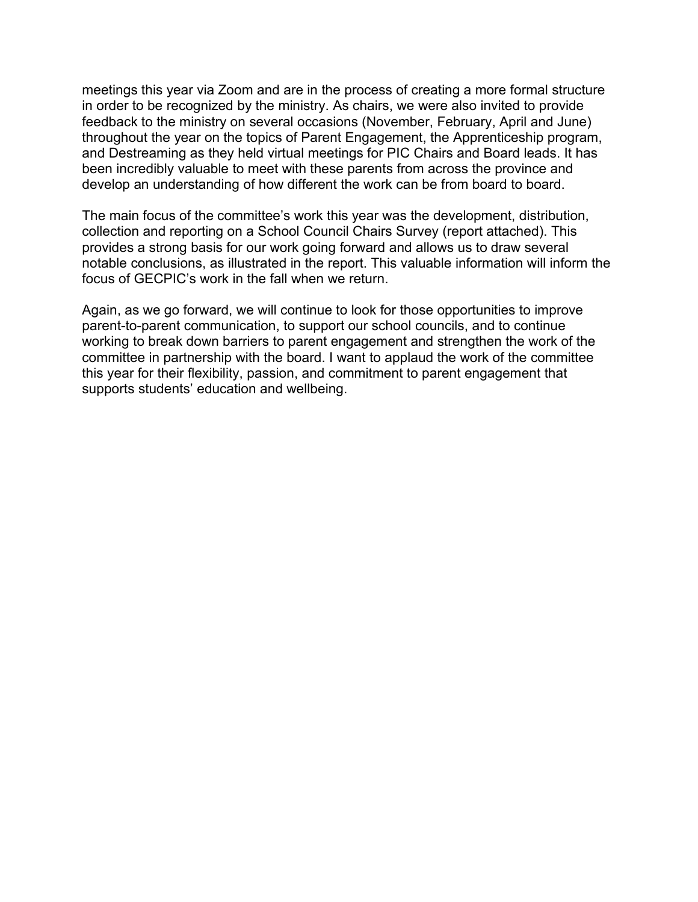meetings this year via Zoom and are in the process of creating a more formal structure in order to be recognized by the ministry. As chairs, we were also invited to provide feedback to the ministry on several occasions (November, February, April and June) throughout the year on the topics of Parent Engagement, the Apprenticeship program, and Destreaming as they held virtual meetings for PIC Chairs and Board leads. It has been incredibly valuable to meet with these parents from across the province and develop an understanding of how different the work can be from board to board.

The main focus of the committee's work this year was the development, distribution, collection and reporting on a School Council Chairs Survey (report attached). This provides a strong basis for our work going forward and allows us to draw several notable conclusions, as illustrated in the report. This valuable information will inform the focus of GECPIC's work in the fall when we return.

Again, as we go forward, we will continue to look for those opportunities to improve parent-to-parent communication, to support our school councils, and to continue working to break down barriers to parent engagement and strengthen the work of the committee in partnership with the board. I want to applaud the work of the committee this year for their flexibility, passion, and commitment to parent engagement that supports students' education and wellbeing.